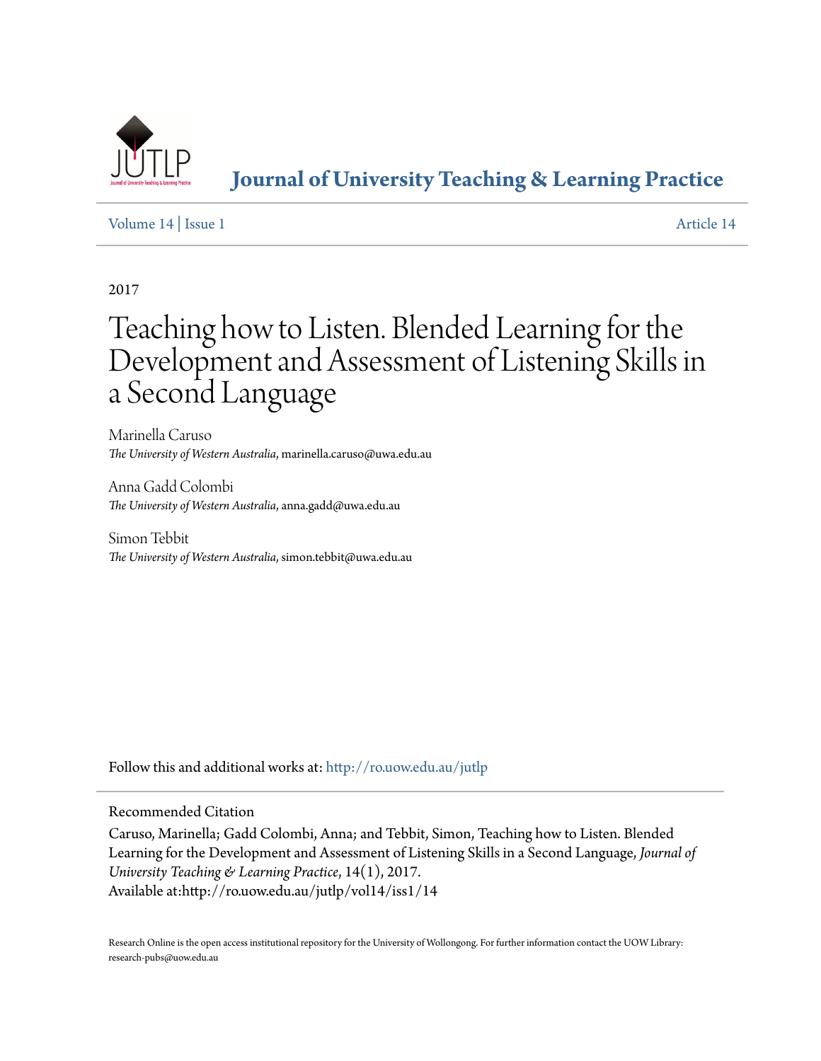# Journal of University Teaching & Learning Practice

Volume 14 | Issue 1 Article 14

2017

# Teaching how to Listen. Blended Learning for the Development and Assessment of Listening Skills in a Second Language

Marinella Caruso
*The University of Western Australia*, marinella.caruso@uwa.edu.au

Anna Gadd Colombi
*The University of Western Australia*, anna.gadd@uwa.edu.au

Simon Tebbit
*The University of Western Australia*, simon.tebbit@uwa.edu.au

Follow this and additional works at: http://ro.uow.edu.au/jutlp

Recommended Citation

Caruso, Marinella; Gadd Colombi, Anna; and Tebbit, Simon, Teaching how to Listen. Blended Learning for the Development and Assessment of Listening Skills in a Second Language, *Journal of University Teaching & Learning Practice*, 14(1), 2017.
Available at:http://ro.uow.edu.au/jutlp/vol14/iss1/14

Research Online is the open access institutional repository for the University of Wollongong. For further information contact the UOW Library: research-pubs@uow.edu.au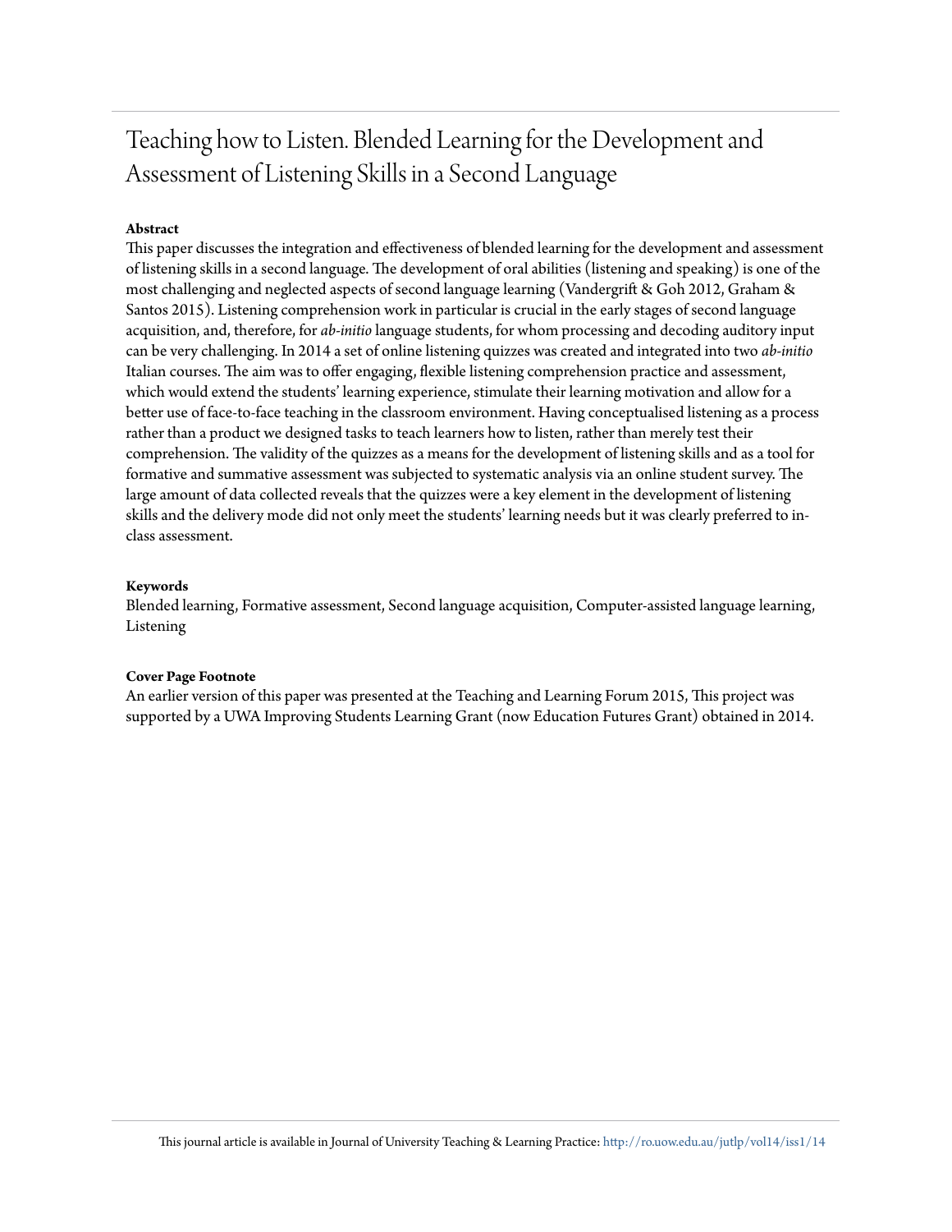# Teaching how to Listen. Blended Learning for the Development and Assessment of Listening Skills in a Second Language

**Abstract**

This paper discusses the integration and effectiveness of blended learning for the development and assessment of listening skills in a second language. The development of oral abilities (listening and speaking) is one of the most challenging and neglected aspects of second language learning (Vandergrift & Goh 2012, Graham & Santos 2015). Listening comprehension work in particular is crucial in the early stages of second language acquisition, and, therefore, for *ab-initio* language students, for whom processing and decoding auditory input can be very challenging. In 2014 a set of online listening quizzes was created and integrated into two *ab-initio* Italian courses. The aim was to offer engaging, flexible listening comprehension practice and assessment, which would extend the students' learning experience, stimulate their learning motivation and allow for a better use of face-to-face teaching in the classroom environment. Having conceptualised listening as a process rather than a product we designed tasks to teach learners how to listen, rather than merely test their comprehension. The validity of the quizzes as a means for the development of listening skills and as a tool for formative and summative assessment was subjected to systematic analysis via an online student survey. The large amount of data collected reveals that the quizzes were a key element in the development of listening skills and the delivery mode did not only meet the students' learning needs but it was clearly preferred to in-class assessment.

**Keywords**

Blended learning, Formative assessment, Second language acquisition, Computer-assisted language learning, Listening

**Cover Page Footnote**

An earlier version of this paper was presented at the Teaching and Learning Forum 2015, This project was supported by a UWA Improving Students Learning Grant (now Education Futures Grant) obtained in 2014.

This journal article is available in Journal of University Teaching & Learning Practice: http://ro.uow.edu.au/jutlp/vol14/iss1/14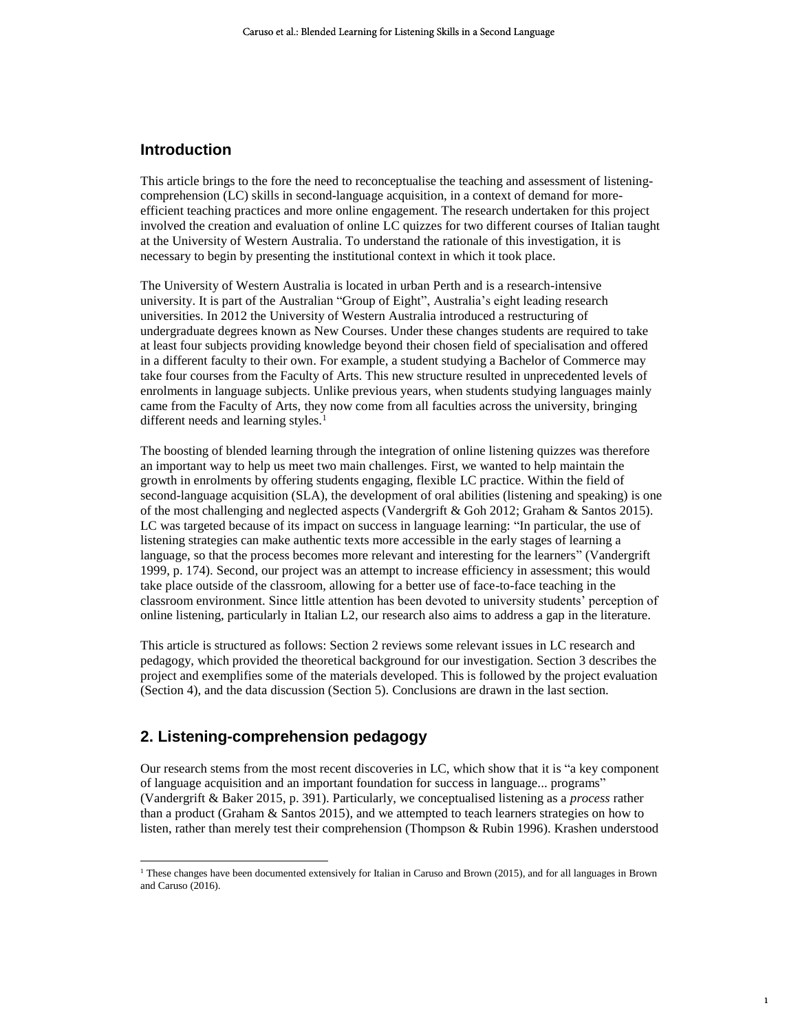## Introduction

This article brings to the fore the need to reconceptualise the teaching and assessment of listening-comprehension (LC) skills in second-language acquisition, in a context of demand for more-efficient teaching practices and more online engagement. The research undertaken for this project involved the creation and evaluation of online LC quizzes for two different courses of Italian taught at the University of Western Australia. To understand the rationale of this investigation, it is necessary to begin by presenting the institutional context in which it took place.

The University of Western Australia is located in urban Perth and is a research-intensive university. It is part of the Australian "Group of Eight", Australia's eight leading research universities. In 2012 the University of Western Australia introduced a restructuring of undergraduate degrees known as New Courses. Under these changes students are required to take at least four subjects providing knowledge beyond their chosen field of specialisation and offered in a different faculty to their own. For example, a student studying a Bachelor of Commerce may take four courses from the Faculty of Arts. This new structure resulted in unprecedented levels of enrolments in language subjects. Unlike previous years, when students studying languages mainly came from the Faculty of Arts, they now come from all faculties across the university, bringing different needs and learning styles.[1]

The boosting of blended learning through the integration of online listening quizzes was therefore an important way to help us meet two main challenges. First, we wanted to help maintain the growth in enrolments by offering students engaging, flexible LC practice. Within the field of second-language acquisition (SLA), the development of oral abilities (listening and speaking) is one of the most challenging and neglected aspects (Vandergrift & Goh 2012; Graham & Santos 2015). LC was targeted because of its impact on success in language learning: "In particular, the use of listening strategies can make authentic texts more accessible in the early stages of learning a language, so that the process becomes more relevant and interesting for the learners" (Vandergrift 1999, p. 174). Second, our project was an attempt to increase efficiency in assessment; this would take place outside of the classroom, allowing for a better use of face-to-face teaching in the classroom environment. Since little attention has been devoted to university students' perception of online listening, particularly in Italian L2, our research also aims to address a gap in the literature.

This article is structured as follows: Section 2 reviews some relevant issues in LC research and pedagogy, which provided the theoretical background for our investigation. Section 3 describes the project and exemplifies some of the materials developed. This is followed by the project evaluation (Section 4), and the data discussion (Section 5). Conclusions are drawn in the last section.

## 2. Listening-comprehension pedagogy

Our research stems from the most recent discoveries in LC, which show that it is "a key component of language acquisition and an important foundation for success in language... programs" (Vandergrift & Baker 2015, p. 391). Particularly, we conceptualised listening as a *process* rather than a product (Graham & Santos 2015), and we attempted to teach learners strategies on how to listen, rather than merely test their comprehension (Thompson & Rubin 1996). Krashen understood

[1] These changes have been documented extensively for Italian in Caruso and Brown (2015), and for all languages in Brown and Caruso (2016).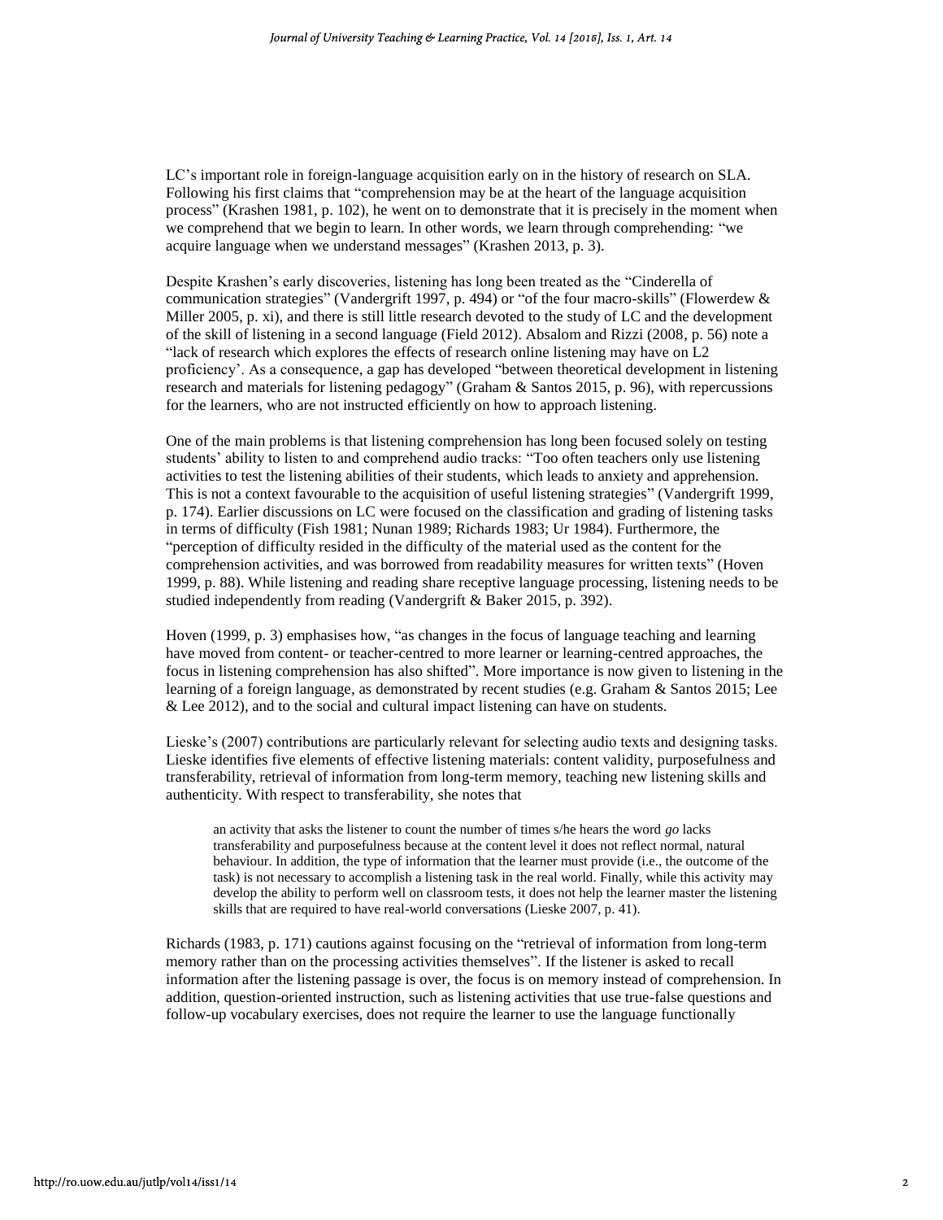LC's important role in foreign-language acquisition early on in the history of research on SLA. Following his first claims that "comprehension may be at the heart of the language acquisition process" (Krashen 1981, p. 102), he went on to demonstrate that it is precisely in the moment when we comprehend that we begin to learn. In other words, we learn through comprehending: "we acquire language when we understand messages" (Krashen 2013, p. 3).

Despite Krashen's early discoveries, listening has long been treated as the "Cinderella of communication strategies" (Vandergrift 1997, p. 494) or "of the four macro-skills" (Flowerdew & Miller 2005, p. xi), and there is still little research devoted to the study of LC and the development of the skill of listening in a second language (Field 2012). Absalom and Rizzi (2008, p. 56) note a "lack of research which explores the effects of research online listening may have on L2 proficiency'. As a consequence, a gap has developed "between theoretical development in listening research and materials for listening pedagogy" (Graham & Santos 2015, p. 96), with repercussions for the learners, who are not instructed efficiently on how to approach listening.

One of the main problems is that listening comprehension has long been focused solely on testing students' ability to listen to and comprehend audio tracks: "Too often teachers only use listening activities to test the listening abilities of their students, which leads to anxiety and apprehension. This is not a context favourable to the acquisition of useful listening strategies" (Vandergrift 1999, p. 174). Earlier discussions on LC were focused on the classification and grading of listening tasks in terms of difficulty (Fish 1981; Nunan 1989; Richards 1983; Ur 1984). Furthermore, the "perception of difficulty resided in the difficulty of the material used as the content for the comprehension activities, and was borrowed from readability measures for written texts" (Hoven 1999, p. 88). While listening and reading share receptive language processing, listening needs to be studied independently from reading (Vandergrift & Baker 2015, p. 392).

Hoven (1999, p. 3) emphasises how, "as changes in the focus of language teaching and learning have moved from content- or teacher-centred to more learner or learning-centred approaches, the focus in listening comprehension has also shifted". More importance is now given to listening in the learning of a foreign language, as demonstrated by recent studies (e.g. Graham & Santos 2015; Lee & Lee 2012), and to the social and cultural impact listening can have on students.

Lieske's (2007) contributions are particularly relevant for selecting audio texts and designing tasks. Lieske identifies five elements of effective listening materials: content validity, purposefulness and transferability, retrieval of information from long-term memory, teaching new listening skills and authenticity. With respect to transferability, she notes that

> an activity that asks the listener to count the number of times s/he hears the word *go* lacks transferability and purposefulness because at the content level it does not reflect normal, natural behaviour. In addition, the type of information that the learner must provide (i.e., the outcome of the task) is not necessary to accomplish a listening task in the real world. Finally, while this activity may develop the ability to perform well on classroom tests, it does not help the learner master the listening skills that are required to have real-world conversations (Lieske 2007, p. 41).

Richards (1983, p. 171) cautions against focusing on the "retrieval of information from long-term memory rather than on the processing activities themselves". If the listener is asked to recall information after the listening passage is over, the focus is on memory instead of comprehension. In addition, question-oriented instruction, such as listening activities that use true-false questions and follow-up vocabulary exercises, does not require the learner to use the language functionally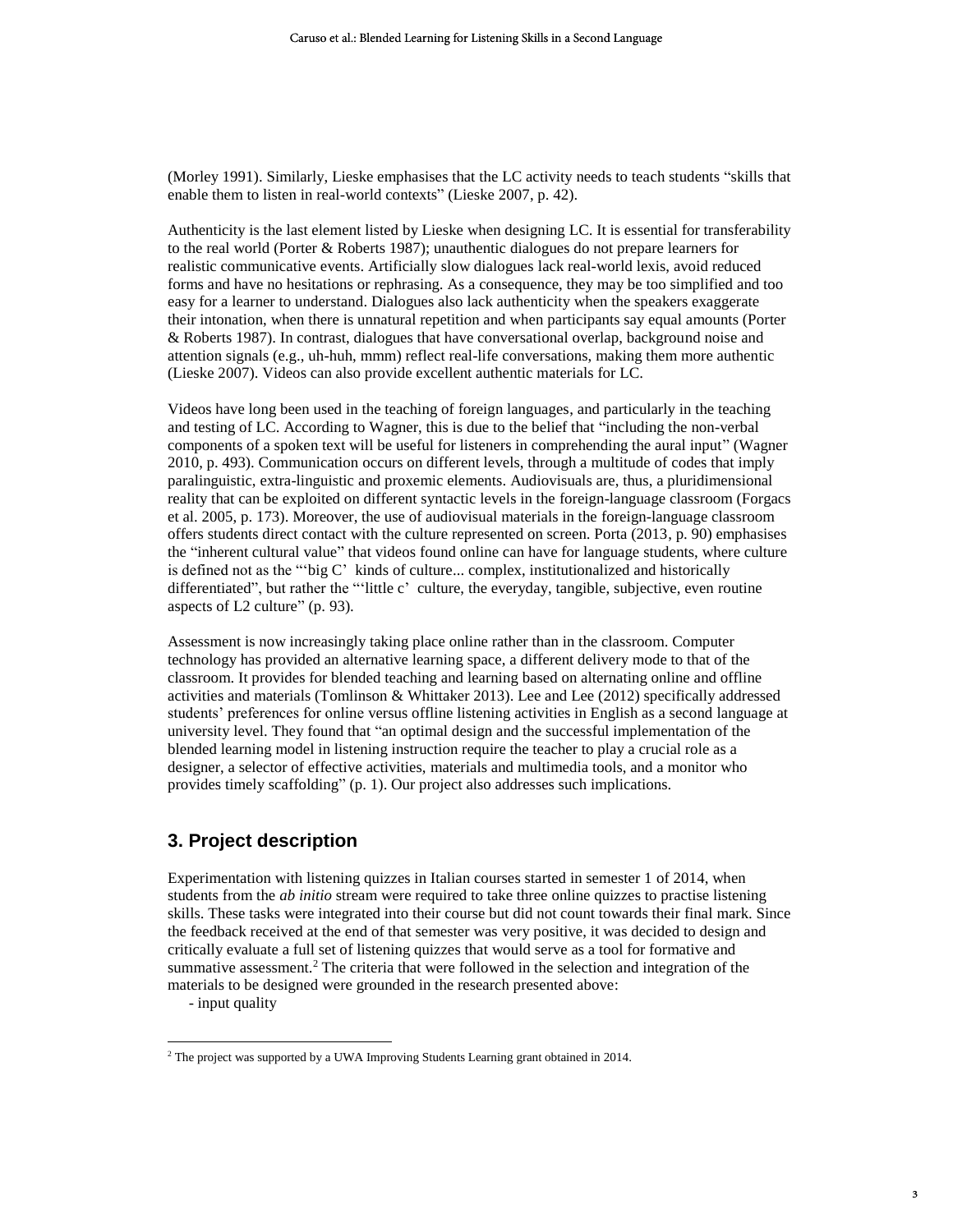(Morley 1991). Similarly, Lieske emphasises that the LC activity needs to teach students “skills that enable them to listen in real-world contexts” (Lieske 2007, p. 42).

Authenticity is the last element listed by Lieske when designing LC. It is essential for transferability to the real world (Porter & Roberts 1987); unauthentic dialogues do not prepare learners for realistic communicative events. Artificially slow dialogues lack real-world lexis, avoid reduced forms and have no hesitations or rephrasing. As a consequence, they may be too simplified and too easy for a learner to understand. Dialogues also lack authenticity when the speakers exaggerate their intonation, when there is unnatural repetition and when participants say equal amounts (Porter & Roberts 1987). In contrast, dialogues that have conversational overlap, background noise and attention signals (e.g., uh-huh, mmm) reflect real-life conversations, making them more authentic (Lieske 2007). Videos can also provide excellent authentic materials for LC.

Videos have long been used in the teaching of foreign languages, and particularly in the teaching and testing of LC. According to Wagner, this is due to the belief that “including the non-verbal components of a spoken text will be useful for listeners in comprehending the aural input” (Wagner 2010, p. 493). Communication occurs on different levels, through a multitude of codes that imply paralinguistic, extra-linguistic and proxemic elements. Audiovisuals are, thus, a pluridimensional reality that can be exploited on different syntactic levels in the foreign-language classroom (Forgacs et al. 2005, p. 173). Moreover, the use of audiovisual materials in the foreign-language classroom offers students direct contact with the culture represented on screen. Porta (2013, p. 90) emphasises the “inherent cultural value” that videos found online can have for language students, where culture is defined not as the “‘big C’ kinds of culture... complex, institutionalized and historically differentiated”, but rather the “‘little c’ culture, the everyday, tangible, subjective, even routine aspects of L2 culture” (p. 93).

Assessment is now increasingly taking place online rather than in the classroom. Computer technology has provided an alternative learning space, a different delivery mode to that of the classroom. It provides for blended teaching and learning based on alternating online and offline activities and materials (Tomlinson & Whittaker 2013). Lee and Lee (2012) specifically addressed students’ preferences for online versus offline listening activities in English as a second language at university level. They found that “an optimal design and the successful implementation of the blended learning model in listening instruction require the teacher to play a crucial role as a designer, a selector of effective activities, materials and multimedia tools, and a monitor who provides timely scaffolding” (p. 1). Our project also addresses such implications.

## 3. Project description

Experimentation with listening quizzes in Italian courses started in semester 1 of 2014, when students from the *ab initio* stream were required to take three online quizzes to practise listening skills. These tasks were integrated into their course but did not count towards their final mark. Since the feedback received at the end of that semester was very positive, it was decided to design and critically evaluate a full set of listening quizzes that would serve as a tool for formative and summative assessment.[2] The criteria that were followed in the selection and integration of the materials to be designed were grounded in the research presented above:

- input quality

[2] The project was supported by a UWA Improving Students Learning grant obtained in 2014.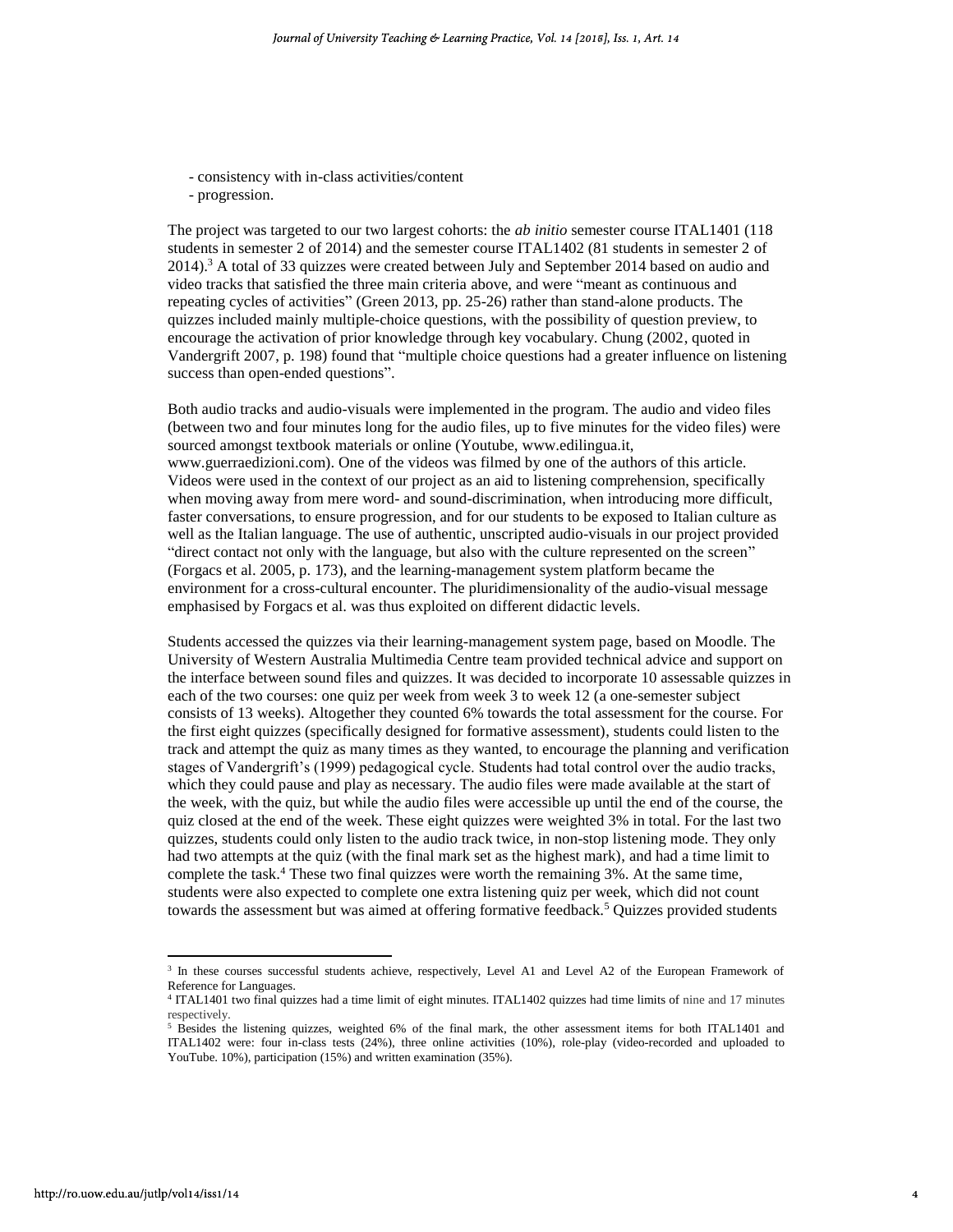- consistency with in-class activities/content
- progression.

The project was targeted to our two largest cohorts: the *ab initio* semester course ITAL1401 (118 students in semester 2 of 2014) and the semester course ITAL1402 (81 students in semester 2 of 2014).[3] A total of 33 quizzes were created between July and September 2014 based on audio and video tracks that satisfied the three main criteria above, and were "meant as continuous and repeating cycles of activities" (Green 2013, pp. 25-26) rather than stand-alone products. The quizzes included mainly multiple-choice questions, with the possibility of question preview, to encourage the activation of prior knowledge through key vocabulary. Chung (2002, quoted in Vandergrift 2007, p. 198) found that "multiple choice questions had a greater influence on listening success than open-ended questions".

Both audio tracks and audio-visuals were implemented in the program. The audio and video files (between two and four minutes long for the audio files, up to five minutes for the video files) were sourced amongst textbook materials or online (Youtube, www.edilingua.it, www.guerraedizioni.com). One of the videos was filmed by one of the authors of this article. Videos were used in the context of our project as an aid to listening comprehension, specifically when moving away from mere word- and sound-discrimination, when introducing more difficult, faster conversations, to ensure progression, and for our students to be exposed to Italian culture as well as the Italian language. The use of authentic, unscripted audio-visuals in our project provided "direct contact not only with the language, but also with the culture represented on the screen" (Forgacs et al. 2005, p. 173), and the learning-management system platform became the environment for a cross-cultural encounter. The pluridimensionality of the audio-visual message emphasised by Forgacs et al. was thus exploited on different didactic levels.

Students accessed the quizzes via their learning-management system page, based on Moodle. The University of Western Australia Multimedia Centre team provided technical advice and support on the interface between sound files and quizzes. It was decided to incorporate 10 assessable quizzes in each of the two courses: one quiz per week from week 3 to week 12 (a one-semester subject consists of 13 weeks). Altogether they counted 6% towards the total assessment for the course. For the first eight quizzes (specifically designed for formative assessment), students could listen to the track and attempt the quiz as many times as they wanted, to encourage the planning and verification stages of Vandergrift's (1999) pedagogical cycle. Students had total control over the audio tracks, which they could pause and play as necessary. The audio files were made available at the start of the week, with the quiz, but while the audio files were accessible up until the end of the course, the quiz closed at the end of the week. These eight quizzes were weighted 3% in total. For the last two quizzes, students could only listen to the audio track twice, in non-stop listening mode. They only had two attempts at the quiz (with the final mark set as the highest mark), and had a time limit to complete the task.[4] These two final quizzes were worth the remaining 3%. At the same time, students were also expected to complete one extra listening quiz per week, which did not count towards the assessment but was aimed at offering formative feedback.[5] Quizzes provided students

---

[3] In these courses successful students achieve, respectively, Level A1 and Level A2 of the European Framework of Reference for Languages.

[4] ITAL1401 two final quizzes had a time limit of eight minutes. ITAL1402 quizzes had time limits of nine and 17 minutes respectively.

[5] Besides the listening quizzes, weighted 6% of the final mark, the other assessment items for both ITAL1401 and ITAL1402 were: four in-class tests (24%), three online activities (10%), role-play (video-recorded and uploaded to YouTube. 10%), participation (15%) and written examination (35%).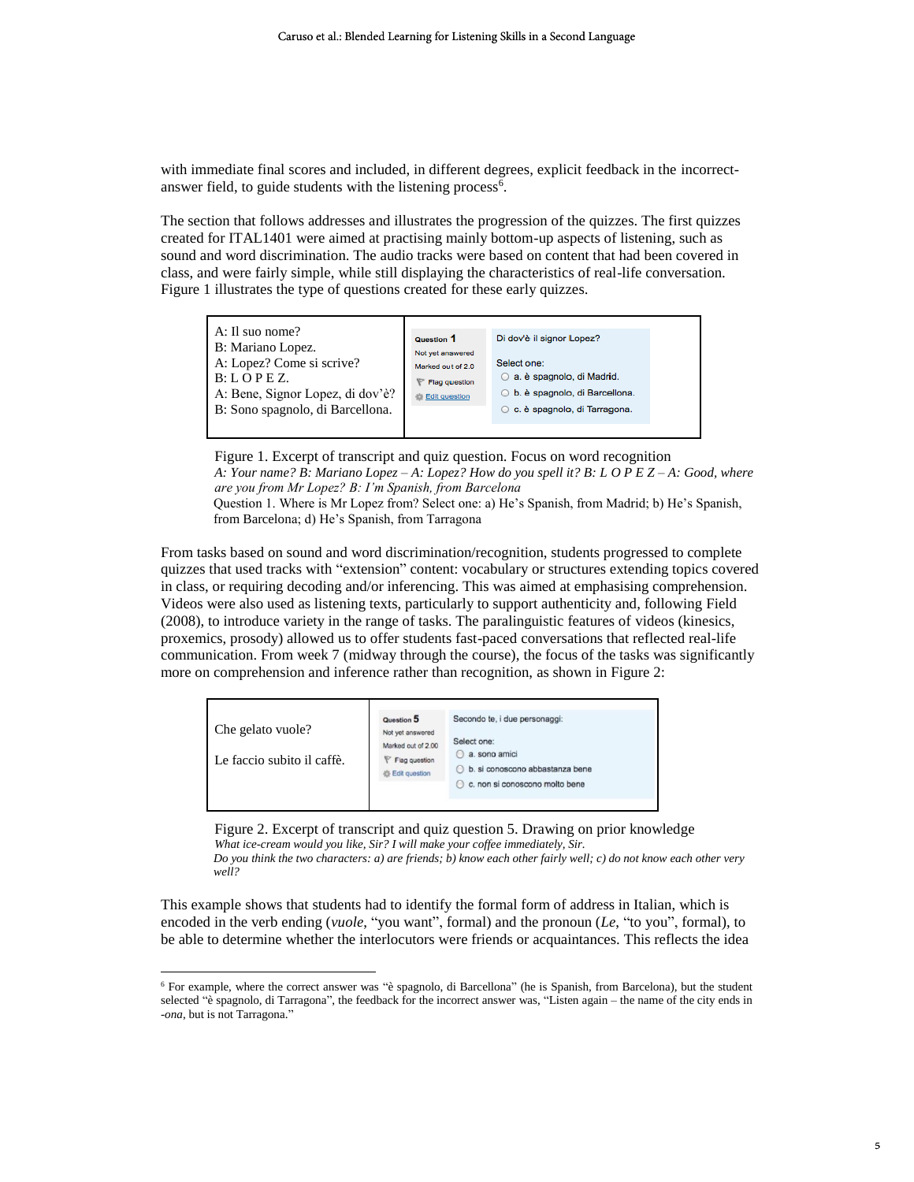with immediate final scores and included, in different degrees, explicit feedback in the incorrect-answer field, to guide students with the listening process[6].

The section that follows addresses and illustrates the progression of the quizzes. The first quizzes created for ITAL1401 were aimed at practising mainly bottom-up aspects of listening, such as sound and word discrimination. The audio tracks were based on content that had been covered in class, and were fairly simple, while still displaying the characteristics of real-life conversation. Figure 1 illustrates the type of questions created for these early quizzes.

| A: Il suo nome?<br>B: Mariano Lopez.<br>A: Lopez? Come si scrive?<br>B: L O P E Z.<br>A: Bene, Signor Lopez, di dov'è?<br>B: Sono spagnolo, di Barcellona. | Question 1<br>Not yet answered<br>Marked out of 2.0<br>Flag question<br>Edit question | Di dov'è il signor Lopez?<br>Select one:<br>a. è spagnolo, di Madrid.<br>b. è spagnolo, di Barcellona.<br>c. è spagnolo, di Tarragona. |
|---|---|---|

Figure 1. Excerpt of transcript and quiz question. Focus on word recognition
*A: Your name? B: Mariano Lopez – A: Lopez? How do you spell it? B: L O P E Z – A: Good, where are you from Mr Lopez? B: I'm Spanish, from Barcelona*
Question 1. Where is Mr Lopez from? Select one: a) He's Spanish, from Madrid; b) He's Spanish, from Barcelona; d) He's Spanish, from Tarragona

From tasks based on sound and word discrimination/recognition, students progressed to complete quizzes that used tracks with "extension" content: vocabulary or structures extending topics covered in class, or requiring decoding and/or inferencing. This was aimed at emphasising comprehension. Videos were also used as listening texts, particularly to support authenticity and, following Field (2008), to introduce variety in the range of tasks. The paralinguistic features of videos (kinesics, proxemics, prosody) allowed us to offer students fast-paced conversations that reflected real-life communication. From week 7 (midway through the course), the focus of the tasks was significantly more on comprehension and inference rather than recognition, as shown in Figure 2:

| Che gelato vuole?<br><br>Le faccio subito il caffè. | Question 5<br>Not yet answered<br>Marked out of 2.00<br>Flag question<br>Edit question | Secondo te, i due personaggi:<br>Select one:<br>a. sono amici<br>b. si conoscono abbastanza bene<br>c. non si conoscono molto bene |
|---|---|---|

Figure 2. Excerpt of transcript and quiz question 5. Drawing on prior knowledge
*What ice-cream would you like, Sir? I will make your coffee immediately, Sir.*
*Do you think the two characters: a) are friends; b) know each other fairly well; c) do not know each other very well?*

This example shows that students had to identify the formal form of address in Italian, which is encoded in the verb ending (*vuole*, "you want", formal) and the pronoun (*Le*, "to you", formal), to be able to determine whether the interlocutors were friends or acquaintances. This reflects the idea

[6] For example, where the correct answer was "è spagnolo, di Barcellona" (he is Spanish, from Barcelona), but the student selected "è spagnolo, di Tarragona", the feedback for the incorrect answer was, "Listen again – the name of the city ends in *-ona*, but is not Tarragona."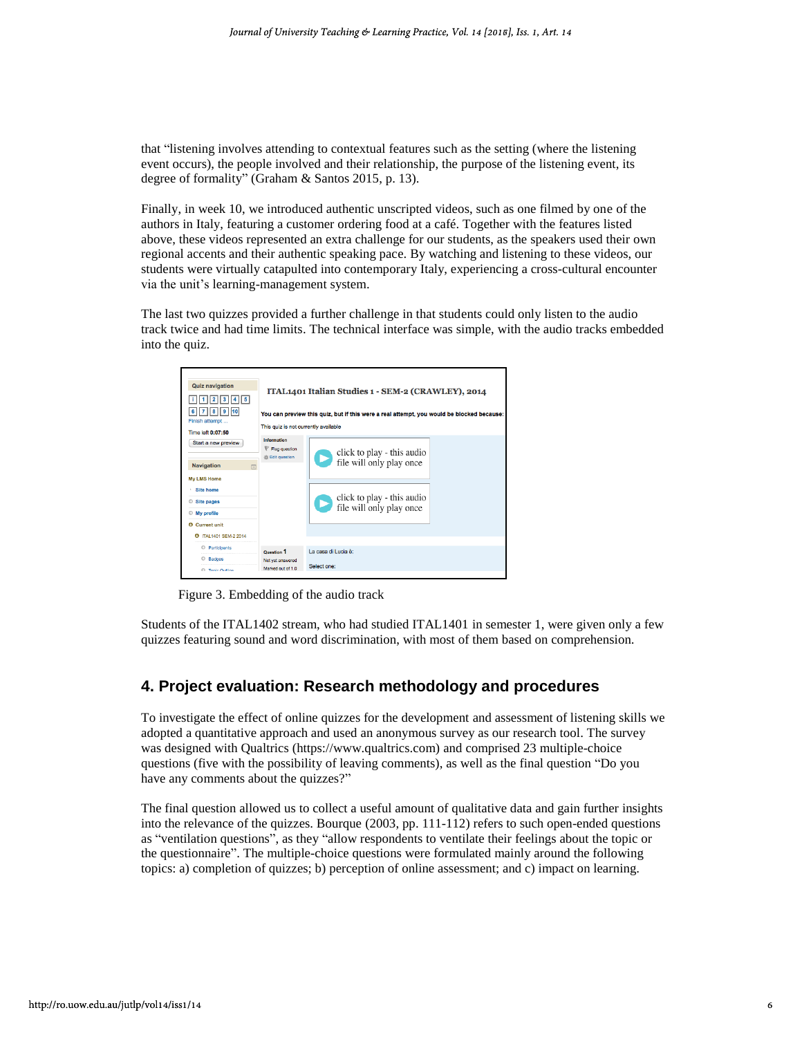that "listening involves attending to contextual features such as the setting (where the listening event occurs), the people involved and their relationship, the purpose of the listening event, its degree of formality" (Graham & Santos 2015, p. 13).

Finally, in week 10, we introduced authentic unscripted videos, such as one filmed by one of the authors in Italy, featuring a customer ordering food at a café. Together with the features listed above, these videos represented an extra challenge for our students, as the speakers used their own regional accents and their authentic speaking pace. By watching and listening to these videos, our students were virtually catapulted into contemporary Italy, experiencing a cross-cultural encounter via the unit's learning-management system.

The last two quizzes provided a further challenge in that students could only listen to the audio track twice and had time limits. The technical interface was simple, with the audio tracks embedded into the quiz.

Figure 3. Embedding of the audio track

Students of the ITAL1402 stream, who had studied ITAL1401 in semester 1, were given only a few quizzes featuring sound and word discrimination, with most of them based on comprehension.

## 4. Project evaluation: Research methodology and procedures

To investigate the effect of online quizzes for the development and assessment of listening skills we adopted a quantitative approach and used an anonymous survey as our research tool. The survey was designed with Qualtrics (https://www.qualtrics.com) and comprised 23 multiple-choice questions (five with the possibility of leaving comments), as well as the final question "Do you have any comments about the quizzes?"

The final question allowed us to collect a useful amount of qualitative data and gain further insights into the relevance of the quizzes. Bourque (2003, pp. 111-112) refers to such open-ended questions as "ventilation questions", as they "allow respondents to ventilate their feelings about the topic or the questionnaire". The multiple-choice questions were formulated mainly around the following topics: a) completion of quizzes; b) perception of online assessment; and c) impact on learning.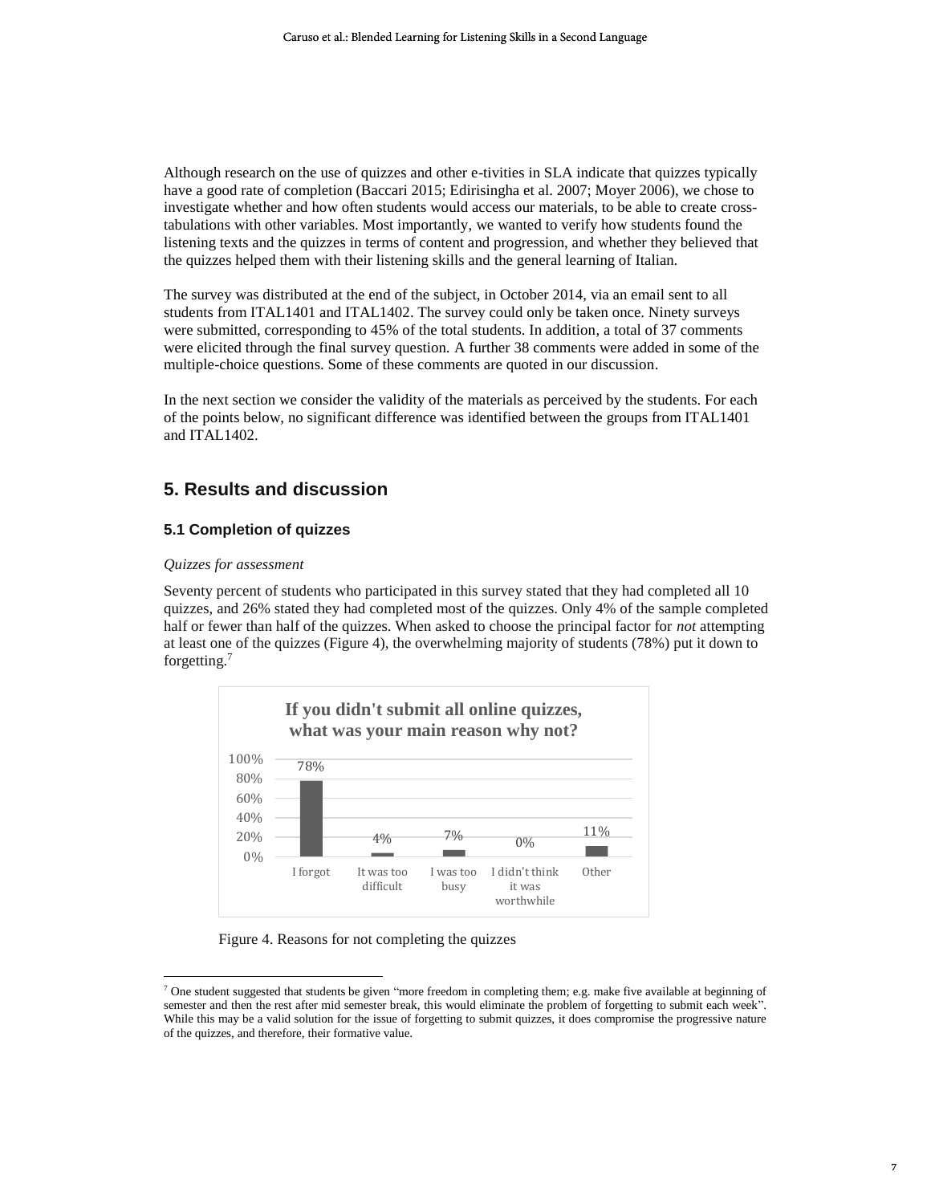Although research on the use of quizzes and other e-tivities in SLA indicate that quizzes typically have a good rate of completion (Baccari 2015; Edirisingha et al. 2007; Moyer 2006), we chose to investigate whether and how often students would access our materials, to be able to create cross-tabulations with other variables. Most importantly, we wanted to verify how students found the listening texts and the quizzes in terms of content and progression, and whether they believed that the quizzes helped them with their listening skills and the general learning of Italian.

The survey was distributed at the end of the subject, in October 2014, via an email sent to all students from ITAL1401 and ITAL1402. The survey could only be taken once. Ninety surveys were submitted, corresponding to 45% of the total students. In addition, a total of 37 comments were elicited through the final survey question. A further 38 comments were added in some of the multiple-choice questions. Some of these comments are quoted in our discussion.

In the next section we consider the validity of the materials as perceived by the students. For each of the points below, no significant difference was identified between the groups from ITAL1401 and ITAL1402.

## 5. Results and discussion

### 5.1 Completion of quizzes

*Quizzes for assessment*

Seventy percent of students who participated in this survey stated that they had completed all 10 quizzes, and 26% stated they had completed most of the quizzes. Only 4% of the sample completed half or fewer than half of the quizzes. When asked to choose the principal factor for *not* attempting at least one of the quizzes (Figure 4), the overwhelming majority of students (78%) put it down to forgetting.[7]

**If you didn't submit all online quizzes, what was your main reason why not?**

| Reason | Percentage |
| --- | --- |
| I forgot | 78% |
| It was too difficult | 4% |
| I was too busy | 7% |
| I didn't think it was worthwhile | 0% |
| Other | 11% |

Figure 4. Reasons for not completing the quizzes

[7] One student suggested that students be given "more freedom in completing them; e.g. make five available at beginning of semester and then the rest after mid semester break, this would eliminate the problem of forgetting to submit each week". While this may be a valid solution for the issue of forgetting to submit quizzes, it does compromise the progressive nature of the quizzes, and therefore, their formative value.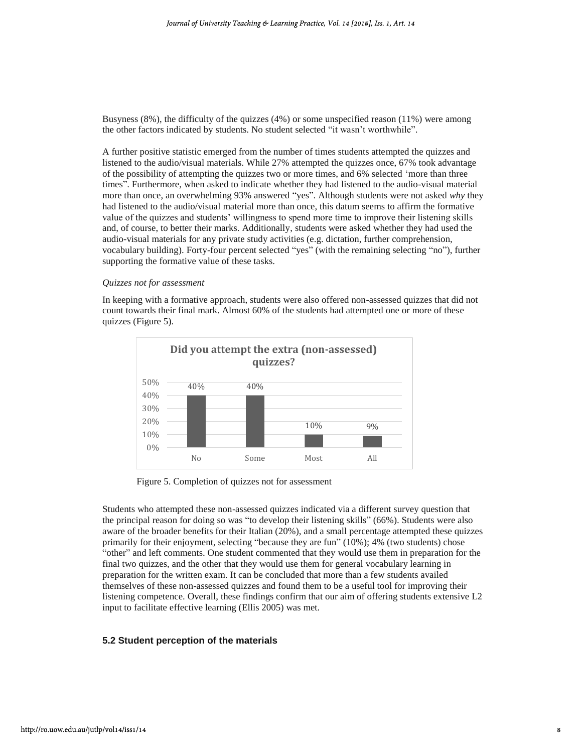Busyness (8%), the difficulty of the quizzes (4%) or some unspecified reason (11%) were among the other factors indicated by students. No student selected "it wasn't worthwhile".

A further positive statistic emerged from the number of times students attempted the quizzes and listened to the audio/visual materials. While 27% attempted the quizzes once, 67% took advantage of the possibility of attempting the quizzes two or more times, and 6% selected 'more than three times". Furthermore, when asked to indicate whether they had listened to the audio-visual material more than once, an overwhelming 93% answered "yes". Although students were not asked *why* they had listened to the audio/visual material more than once, this datum seems to affirm the formative value of the quizzes and students' willingness to spend more time to improve their listening skills and, of course, to better their marks. Additionally, students were asked whether they had used the audio-visual materials for any private study activities (e.g. dictation, further comprehension, vocabulary building). Forty-four percent selected "yes" (with the remaining selecting "no"), further supporting the formative value of these tasks.

*Quizzes not for assessment*

In keeping with a formative approach, students were also offered non-assessed quizzes that did not count towards their final mark. Almost 60% of the students had attempted one or more of these quizzes (Figure 5).

**Did you attempt the extra (non-assessed) quizzes?**

| No | Some | Most | All |
|---|---|---|---|
| 40% | 40% | 10% | 9% |

Figure 5. Completion of quizzes not for assessment

Students who attempted these non-assessed quizzes indicated via a different survey question that the principal reason for doing so was "to develop their listening skills" (66%). Students were also aware of the broader benefits for their Italian (20%), and a small percentage attempted these quizzes primarily for their enjoyment, selecting "because they are fun" (10%); 4% (two students) chose "other" and left comments. One student commented that they would use them in preparation for the final two quizzes, and the other that they would use them for general vocabulary learning in preparation for the written exam. It can be concluded that more than a few students availed themselves of these non-assessed quizzes and found them to be a useful tool for improving their listening competence. Overall, these findings confirm that our aim of offering students extensive L2 input to facilitate effective learning (Ellis 2005) was met.

### 5.2 Student perception of the materials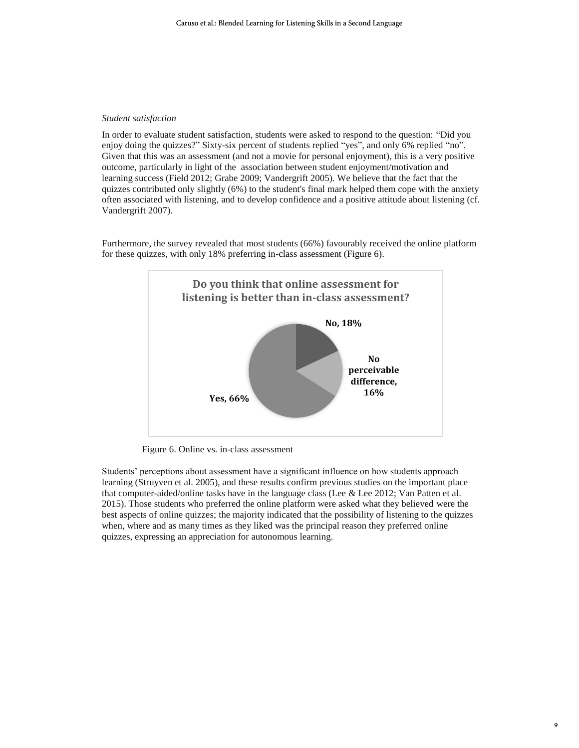*Student satisfaction*

In order to evaluate student satisfaction, students were asked to respond to the question: "Did you enjoy doing the quizzes?" Sixty-six percent of students replied "yes", and only 6% replied "no". Given that this was an assessment (and not a movie for personal enjoyment), this is a very positive outcome, particularly in light of the association between student enjoyment/motivation and learning success (Field 2012; Grabe 2009; Vandergrift 2005). We believe that the fact that the quizzes contributed only slightly (6%) to the student's final mark helped them cope with the anxiety often associated with listening, and to develop confidence and a positive attitude about listening (cf. Vandergrift 2007).

Furthermore, the survey revealed that most students (66%) favourably received the online platform for these quizzes, with only 18% preferring in-class assessment (Figure 6).

**Do you think that online assessment for listening is better than in-class assessment?**

| Response | Percentage |
| --- | --- |
| Yes | 66% |
| No | 18% |
| No perceivable difference | 16% |

Figure 6. Online vs. in-class assessment

Students' perceptions about assessment have a significant influence on how students approach learning (Struyven et al. 2005), and these results confirm previous studies on the important place that computer-aided/online tasks have in the language class (Lee & Lee 2012; Van Patten et al. 2015). Those students who preferred the online platform were asked what they believed were the best aspects of online quizzes; the majority indicated that the possibility of listening to the quizzes when, where and as many times as they liked was the principal reason they preferred online quizzes, expressing an appreciation for autonomous learning.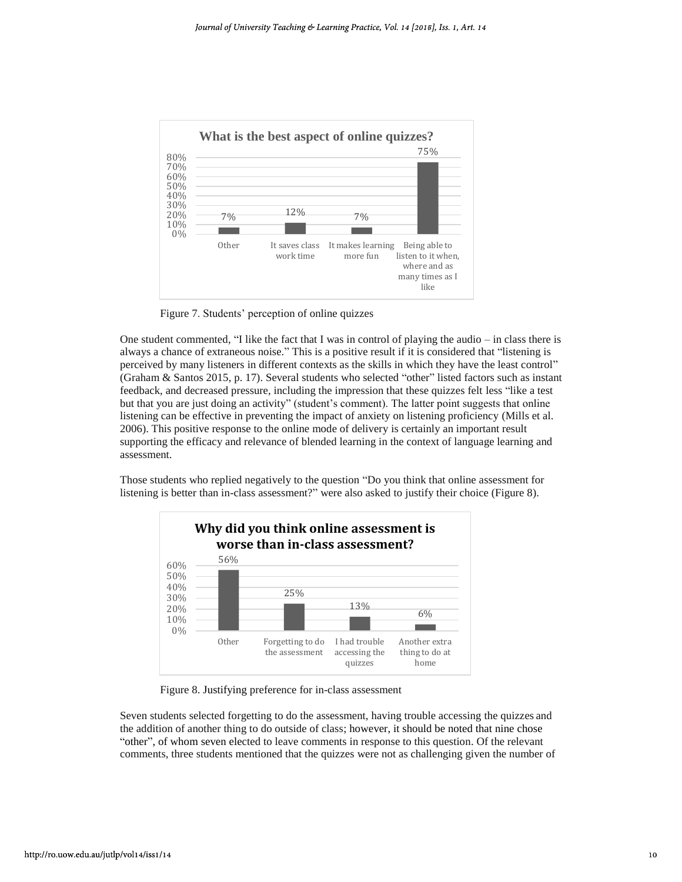**What is the best aspect of online quizzes?**

| Option | Percentage |
|---|---|
| Other | 7% |
| It saves class work time | 12% |
| It makes learning more fun | 7% |
| Being able to listen to it when, where and as many times as I like | 75% |

Figure 7. Students' perception of online quizzes

One student commented, "I like the fact that I was in control of playing the audio – in class there is always a chance of extraneous noise." This is a positive result if it is considered that "listening is perceived by many listeners in different contexts as the skills in which they have the least control" (Graham & Santos 2015, p. 17). Several students who selected "other" listed factors such as instant feedback, and decreased pressure, including the impression that these quizzes felt less "like a test but that you are just doing an activity" (student's comment). The latter point suggests that online listening can be effective in preventing the impact of anxiety on listening proficiency (Mills et al. 2006). This positive response to the online mode of delivery is certainly an important result supporting the efficacy and relevance of blended learning in the context of language learning and assessment.

Those students who replied negatively to the question "Do you think that online assessment for listening is better than in-class assessment?" were also asked to justify their choice (Figure 8).

**Why did you think online assessment is worse than in-class assessment?**

| Option | Percentage |
|---|---|
| Other | 56% |
| Forgetting to do the assessment | 25% |
| I had trouble accessing the quizzes | 13% |
| Another extra thing to do at home | 6% |

Figure 8. Justifying preference for in-class assessment

Seven students selected forgetting to do the assessment, having trouble accessing the quizzes and the addition of another thing to do outside of class; however, it should be noted that nine chose "other", of whom seven elected to leave comments in response to this question. Of the relevant comments, three students mentioned that the quizzes were not as challenging given the number of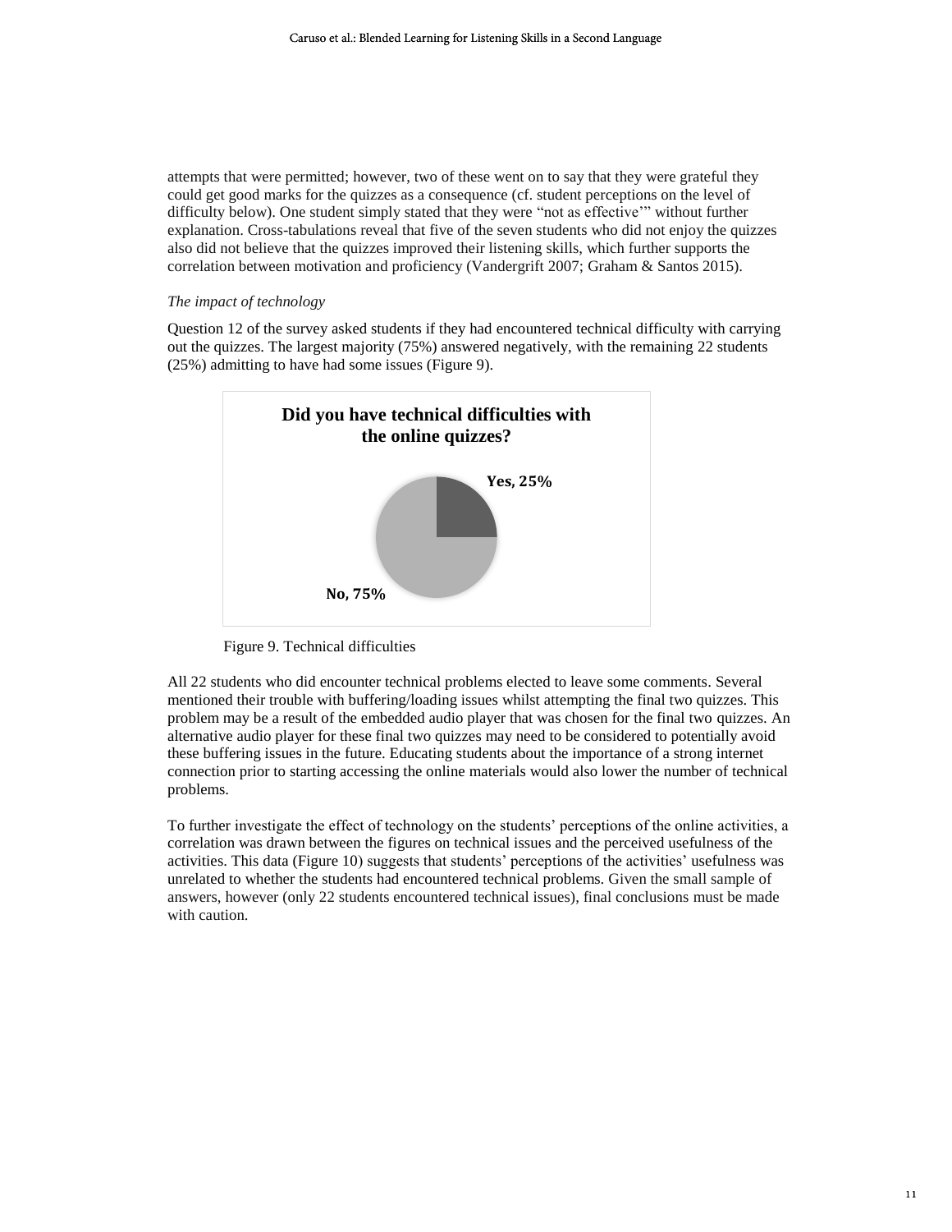attempts that were permitted; however, two of these went on to say that they were grateful they could get good marks for the quizzes as a consequence (cf. student perceptions on the level of difficulty below). One student simply stated that they were "not as effective'" without further explanation. Cross-tabulations reveal that five of the seven students who did not enjoy the quizzes also did not believe that the quizzes improved their listening skills, which further supports the correlation between motivation and proficiency (Vandergrift 2007; Graham & Santos 2015).

*The impact of technology*

Question 12 of the survey asked students if they had encountered technical difficulty with carrying out the quizzes. The largest majority (75%) answered negatively, with the remaining 22 students (25%) admitting to have had some issues (Figure 9).

**Did you have technical difficulties with the online quizzes?**

Yes, 25%

No, 75%

Figure 9. Technical difficulties

All 22 students who did encounter technical problems elected to leave some comments. Several mentioned their trouble with buffering/loading issues whilst attempting the final two quizzes. This problem may be a result of the embedded audio player that was chosen for the final two quizzes. An alternative audio player for these final two quizzes may need to be considered to potentially avoid these buffering issues in the future. Educating students about the importance of a strong internet connection prior to starting accessing the online materials would also lower the number of technical problems.

To further investigate the effect of technology on the students' perceptions of the online activities, a correlation was drawn between the figures on technical issues and the perceived usefulness of the activities. This data (Figure 10) suggests that students' perceptions of the activities' usefulness was unrelated to whether the students had encountered technical problems. Given the small sample of answers, however (only 22 students encountered technical issues), final conclusions must be made with caution.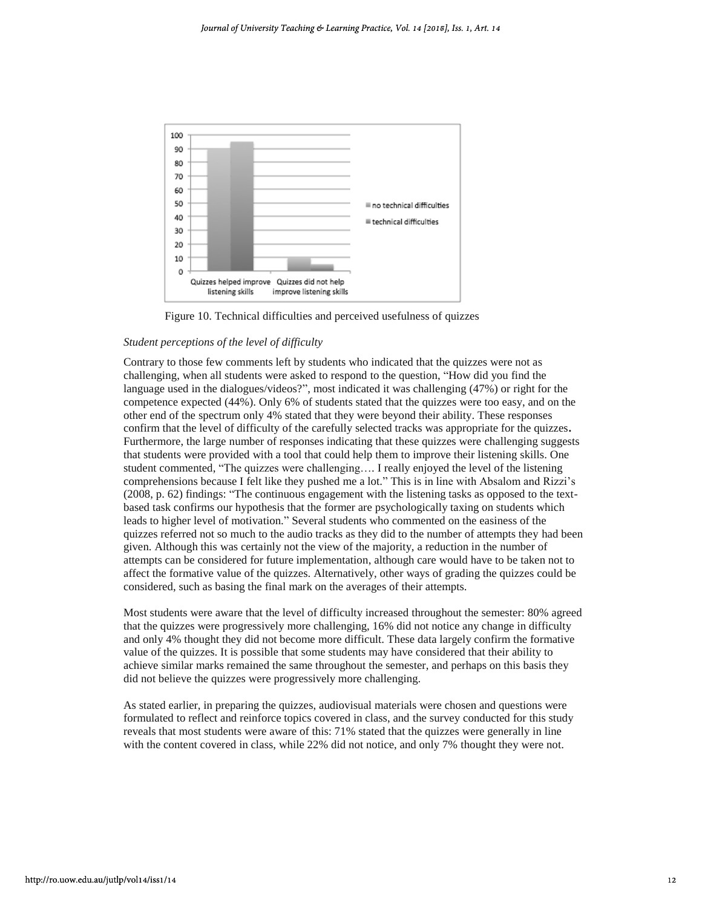Figure 10. Technical difficulties and perceived usefulness of quizzes

*Student perceptions of the level of difficulty*

Contrary to those few comments left by students who indicated that the quizzes were not as challenging, when all students were asked to respond to the question, "How did you find the language used in the dialogues/videos?", most indicated it was challenging (47%) or right for the competence expected (44%). Only 6% of students stated that the quizzes were too easy, and on the other end of the spectrum only 4% stated that they were beyond their ability. These responses confirm that the level of difficulty of the carefully selected tracks was appropriate for the quizzes**.** Furthermore, the large number of responses indicating that these quizzes were challenging suggests that students were provided with a tool that could help them to improve their listening skills. One student commented, "The quizzes were challenging…. I really enjoyed the level of the listening comprehensions because I felt like they pushed me a lot." This is in line with Absalom and Rizzi's (2008, p. 62) findings: "The continuous engagement with the listening tasks as opposed to the text-based task confirms our hypothesis that the former are psychologically taxing on students which leads to higher level of motivation." Several students who commented on the easiness of the quizzes referred not so much to the audio tracks as they did to the number of attempts they had been given. Although this was certainly not the view of the majority, a reduction in the number of attempts can be considered for future implementation, although care would have to be taken not to affect the formative value of the quizzes. Alternatively, other ways of grading the quizzes could be considered, such as basing the final mark on the averages of their attempts.

Most students were aware that the level of difficulty increased throughout the semester: 80% agreed that the quizzes were progressively more challenging, 16% did not notice any change in difficulty and only 4% thought they did not become more difficult. These data largely confirm the formative value of the quizzes. It is possible that some students may have considered that their ability to achieve similar marks remained the same throughout the semester, and perhaps on this basis they did not believe the quizzes were progressively more challenging.

As stated earlier, in preparing the quizzes, audiovisual materials were chosen and questions were formulated to reflect and reinforce topics covered in class, and the survey conducted for this study reveals that most students were aware of this: 71% stated that the quizzes were generally in line with the content covered in class, while 22% did not notice, and only 7% thought they were not.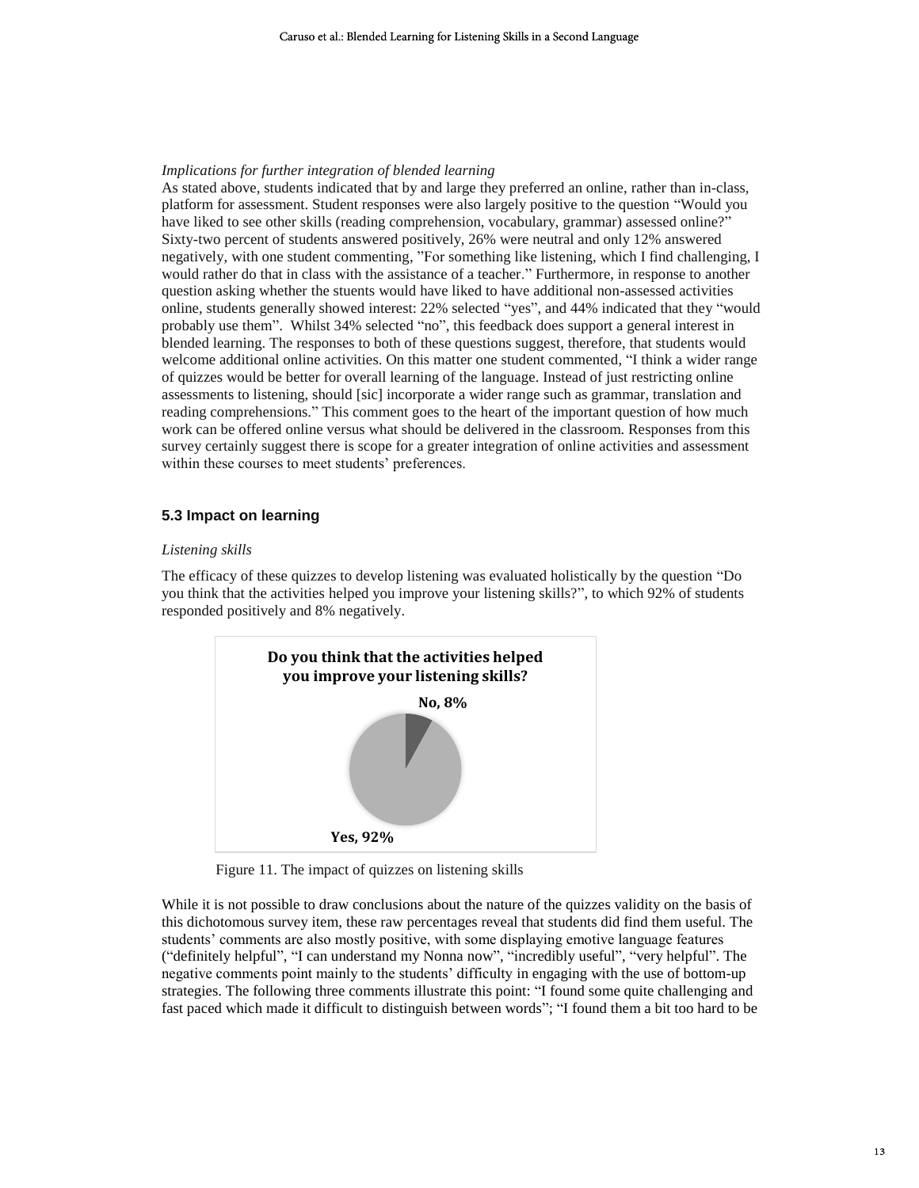*Implications for further integration of blended learning*

As stated above, students indicated that by and large they preferred an online, rather than in-class, platform for assessment. Student responses were also largely positive to the question "Would you have liked to see other skills (reading comprehension, vocabulary, grammar) assessed online?" Sixty-two percent of students answered positively, 26% were neutral and only 12% answered negatively, with one student commenting, "For something like listening, which I find challenging, I would rather do that in class with the assistance of a teacher." Furthermore, in response to another question asking whether the stuents would have liked to have additional non-assessed activities online, students generally showed interest: 22% selected "yes", and 44% indicated that they "would probably use them". Whilst 34% selected "no", this feedback does support a general interest in blended learning. The responses to both of these questions suggest, therefore, that students would welcome additional online activities. On this matter one student commented, "I think a wider range of quizzes would be better for overall learning of the language. Instead of just restricting online assessments to listening, should [sic] incorporate a wider range such as grammar, translation and reading comprehensions." This comment goes to the heart of the important question of how much work can be offered online versus what should be delivered in the classroom. Responses from this survey certainly suggest there is scope for a greater integration of online activities and assessment within these courses to meet students' preferences.

## 5.3 Impact on learning

*Listening skills*

The efficacy of these quizzes to develop listening was evaluated holistically by the question "Do you think that the activities helped you improve your listening skills?", to which 92% of students responded positively and 8% negatively.

Figure 11. The impact of quizzes on listening skills

While it is not possible to draw conclusions about the nature of the quizzes validity on the basis of this dichotomous survey item, these raw percentages reveal that students did find them useful. The students' comments are also mostly positive, with some displaying emotive language features ("definitely helpful", "I can understand my Nonna now", "incredibly useful", "very helpful". The negative comments point mainly to the students' difficulty in engaging with the use of bottom-up strategies. The following three comments illustrate this point: "I found some quite challenging and fast paced which made it difficult to distinguish between words"; "I found them a bit too hard to be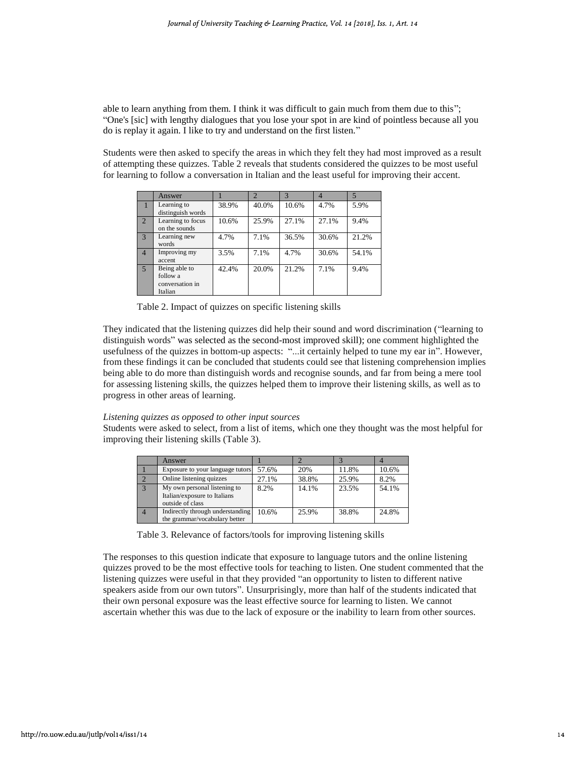able to learn anything from them. I think it was difficult to gain much from them due to this"; "One's [sic] with lengthy dialogues that you lose your spot in are kind of pointless because all you do is replay it again. I like to try and understand on the first listen."

Students were then asked to specify the areas in which they felt they had most improved as a result of attempting these quizzes. Table 2 reveals that students considered the quizzes to be most useful for learning to follow a conversation in Italian and the least useful for improving their accent.

| | Answer | 1 | 2 | 3 | 4 | 5 |
|---|---|---|---|---|---|---|
| 1 | Learning to distinguish words | 38.9% | 40.0% | 10.6% | 4.7% | 5.9% |
| 2 | Learning to focus on the sounds | 10.6% | 25.9% | 27.1% | 27.1% | 9.4% |
| 3 | Learning new words | 4.7% | 7.1% | 36.5% | 30.6% | 21.2% |
| 4 | Improving my accent | 3.5% | 7.1% | 4.7% | 30.6% | 54.1% |
| 5 | Being able to follow a conversation in Italian | 42.4% | 20.0% | 21.2% | 7.1% | 9.4% |

Table 2. Impact of quizzes on specific listening skills

They indicated that the listening quizzes did help their sound and word discrimination ("learning to distinguish words" was selected as the second-most improved skill); one comment highlighted the usefulness of the quizzes in bottom-up aspects: "...it certainly helped to tune my ear in". However, from these findings it can be concluded that students could see that listening comprehension implies being able to do more than distinguish words and recognise sounds, and far from being a mere tool for assessing listening skills, the quizzes helped them to improve their listening skills, as well as to progress in other areas of learning.

*Listening quizzes as opposed to other input sources*

Students were asked to select, from a list of items, which one they thought was the most helpful for improving their listening skills (Table 3).

| | Answer | 1 | 2 | 3 | 4 |
|---|---|---|---|---|---|
| 1 | Exposure to your language tutors | 57.6% | 20% | 11.8% | 10.6% |
| 2 | Online listening quizzes | 27.1% | 38.8% | 25.9% | 8.2% |
| 3 | My own personal listening to Italian/exposure to Italians outside of class | 8.2% | 14.1% | 23.5% | 54.1% |
| 4 | Indirectly through understanding the grammar/vocabulary better | 10.6% | 25.9% | 38.8% | 24.8% |

Table 3. Relevance of factors/tools for improving listening skills

The responses to this question indicate that exposure to language tutors and the online listening quizzes proved to be the most effective tools for teaching to listen. One student commented that the listening quizzes were useful in that they provided "an opportunity to listen to different native speakers aside from our own tutors". Unsurprisingly, more than half of the students indicated that their own personal exposure was the least effective source for learning to listen. We cannot ascertain whether this was due to the lack of exposure or the inability to learn from other sources.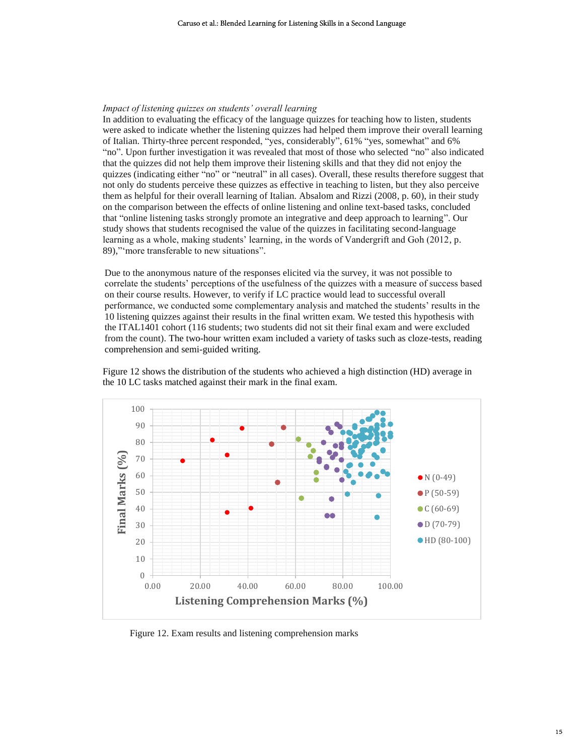*Impact of listening quizzes on students' overall learning*

In addition to evaluating the efficacy of the language quizzes for teaching how to listen, students were asked to indicate whether the listening quizzes had helped them improve their overall learning of Italian. Thirty-three percent responded, "yes, considerably", 61% "yes, somewhat" and 6% "no". Upon further investigation it was revealed that most of those who selected "no" also indicated that the quizzes did not help them improve their listening skills and that they did not enjoy the quizzes (indicating either "no" or "neutral" in all cases). Overall, these results therefore suggest that not only do students perceive these quizzes as effective in teaching to listen, but they also perceive them as helpful for their overall learning of Italian. Absalom and Rizzi (2008, p. 60), in their study on the comparison between the effects of online listening and online text-based tasks, concluded that "online listening tasks strongly promote an integrative and deep approach to learning". Our study shows that students recognised the value of the quizzes in facilitating second-language learning as a whole, making students' learning, in the words of Vandergrift and Goh (2012, p. 89),"'more transferable to new situations".

Due to the anonymous nature of the responses elicited via the survey, it was not possible to correlate the students' perceptions of the usefulness of the quizzes with a measure of success based on their course results. However, to verify if LC practice would lead to successful overall performance, we conducted some complementary analysis and matched the students' results in the 10 listening quizzes against their results in the final written exam. We tested this hypothesis with the ITAL1401 cohort (116 students; two students did not sit their final exam and were excluded from the count). The two-hour written exam included a variety of tasks such as cloze-tests, reading comprehension and semi-guided writing.

Figure 12 shows the distribution of the students who achieved a high distinction (HD) average in the 10 LC tasks matched against their mark in the final exam.

Figure 12. Exam results and listening comprehension marks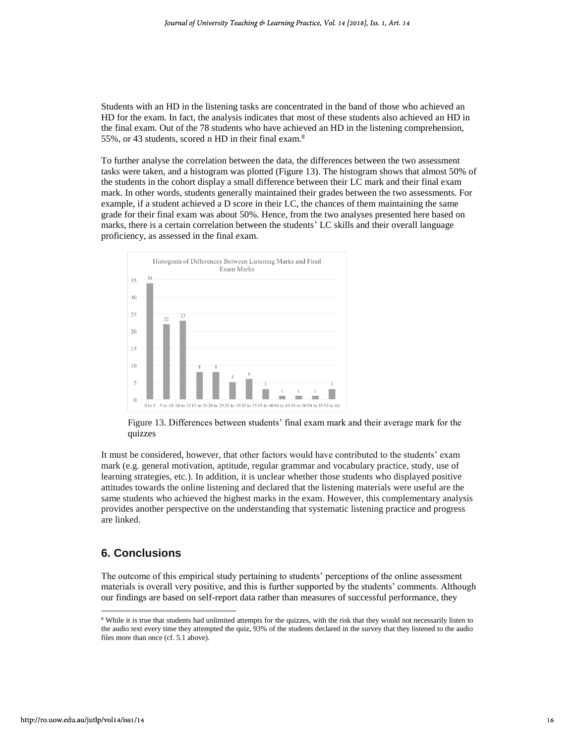Students with an HD in the listening tasks are concentrated in the band of those who achieved an HD for the exam. In fact, the analysis indicates that most of these students also achieved an HD in the final exam. Out of the 78 students who have achieved an HD in the listening comprehension, 55%, or 43 students, scored n HD in their final exam.[8]

To further analyse the correlation between the data, the differences between the two assessment tasks were taken, and a histogram was plotted (Figure 13). The histogram shows that almost 50% of the students in the cohort display a small difference between their LC mark and their final exam mark. In other words, students generally maintained their grades between the two assessments. For example, if a student achieved a D score in their LC, the chances of them maintaining the same grade for their final exam was about 50%. Hence, from the two analyses presented here based on marks, there is a certain correlation between the students' LC skills and their overall language proficiency, as assessed in the final exam.

Histogram of Differences Between Listening Marks and Final Exam Marks

| Difference | Count |
|---|---|
| 0 to 5 | 34 |
| 5 to 10 | 22 |
| 10 to 15 | 23 |
| 15 to 20 | 8 |
| 20 to 25 | 8 |
| 25 to 30 | 5 |
| 30 to 35 | 6 |
| 35 to 40 | 3 |
| 40 to 45 | 1 |
| 45 to 50 | 1 |
| 50 to 55 | 1 |
| 55 to 60 | 3 |

Figure 13. Differences between students' final exam mark and their average mark for the quizzes

It must be considered, however, that other factors would have contributed to the students' exam mark (e.g. general motivation, aptitude, regular grammar and vocabulary practice, study, use of learning strategies, etc.). In addition, it is unclear whether those students who displayed positive attitudes towards the online listening and declared that the listening materials were useful are the same students who achieved the highest marks in the exam. However, this complementary analysis provides another perspective on the understanding that systematic listening practice and progress are linked.

## 6. Conclusions

The outcome of this empirical study pertaining to students' perceptions of the online assessment materials is overall very positive, and this is further supported by the students' comments. Although our findings are based on self-report data rather than measures of successful performance, they

[8] While it is true that students had unlimited attempts for the quizzes, with the risk that they would not necessarily listen to the audio text every time they attempted the quiz, 93% of the students declared in the survey that they listened to the audio files more than once (cf. 5.1 above).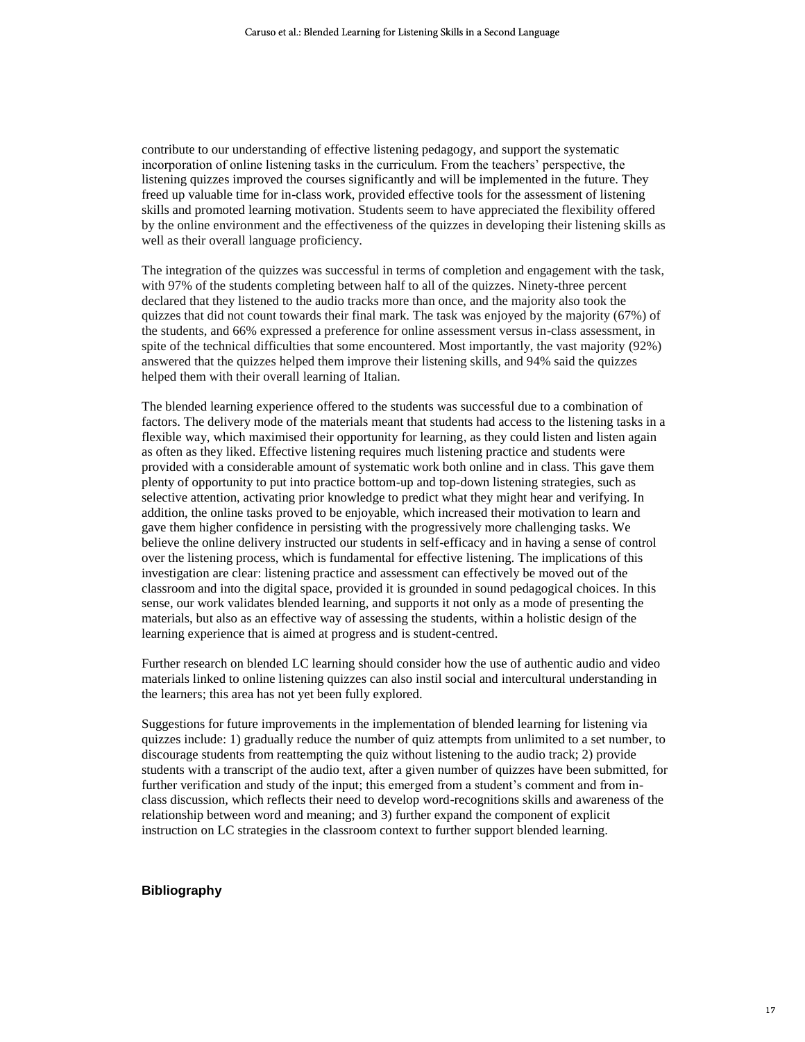contribute to our understanding of effective listening pedagogy, and support the systematic incorporation of online listening tasks in the curriculum. From the teachers' perspective, the listening quizzes improved the courses significantly and will be implemented in the future. They freed up valuable time for in-class work, provided effective tools for the assessment of listening skills and promoted learning motivation. Students seem to have appreciated the flexibility offered by the online environment and the effectiveness of the quizzes in developing their listening skills as well as their overall language proficiency.

The integration of the quizzes was successful in terms of completion and engagement with the task, with 97% of the students completing between half to all of the quizzes. Ninety-three percent declared that they listened to the audio tracks more than once, and the majority also took the quizzes that did not count towards their final mark. The task was enjoyed by the majority (67%) of the students, and 66% expressed a preference for online assessment versus in-class assessment, in spite of the technical difficulties that some encountered. Most importantly, the vast majority (92%) answered that the quizzes helped them improve their listening skills, and 94% said the quizzes helped them with their overall learning of Italian.

The blended learning experience offered to the students was successful due to a combination of factors. The delivery mode of the materials meant that students had access to the listening tasks in a flexible way, which maximised their opportunity for learning, as they could listen and listen again as often as they liked. Effective listening requires much listening practice and students were provided with a considerable amount of systematic work both online and in class. This gave them plenty of opportunity to put into practice bottom-up and top-down listening strategies, such as selective attention, activating prior knowledge to predict what they might hear and verifying. In addition, the online tasks proved to be enjoyable, which increased their motivation to learn and gave them higher confidence in persisting with the progressively more challenging tasks. We believe the online delivery instructed our students in self-efficacy and in having a sense of control over the listening process, which is fundamental for effective listening. The implications of this investigation are clear: listening practice and assessment can effectively be moved out of the classroom and into the digital space, provided it is grounded in sound pedagogical choices. In this sense, our work validates blended learning, and supports it not only as a mode of presenting the materials, but also as an effective way of assessing the students, within a holistic design of the learning experience that is aimed at progress and is student-centred.

Further research on blended LC learning should consider how the use of authentic audio and video materials linked to online listening quizzes can also instil social and intercultural understanding in the learners; this area has not yet been fully explored.

Suggestions for future improvements in the implementation of blended learning for listening via quizzes include: 1) gradually reduce the number of quiz attempts from unlimited to a set number, to discourage students from reattempting the quiz without listening to the audio track; 2) provide students with a transcript of the audio text, after a given number of quizzes have been submitted, for further verification and study of the input; this emerged from a student's comment and from in-class discussion, which reflects their need to develop word-recognitions skills and awareness of the relationship between word and meaning; and 3) further expand the component of explicit instruction on LC strategies in the classroom context to further support blended learning.

## Bibliography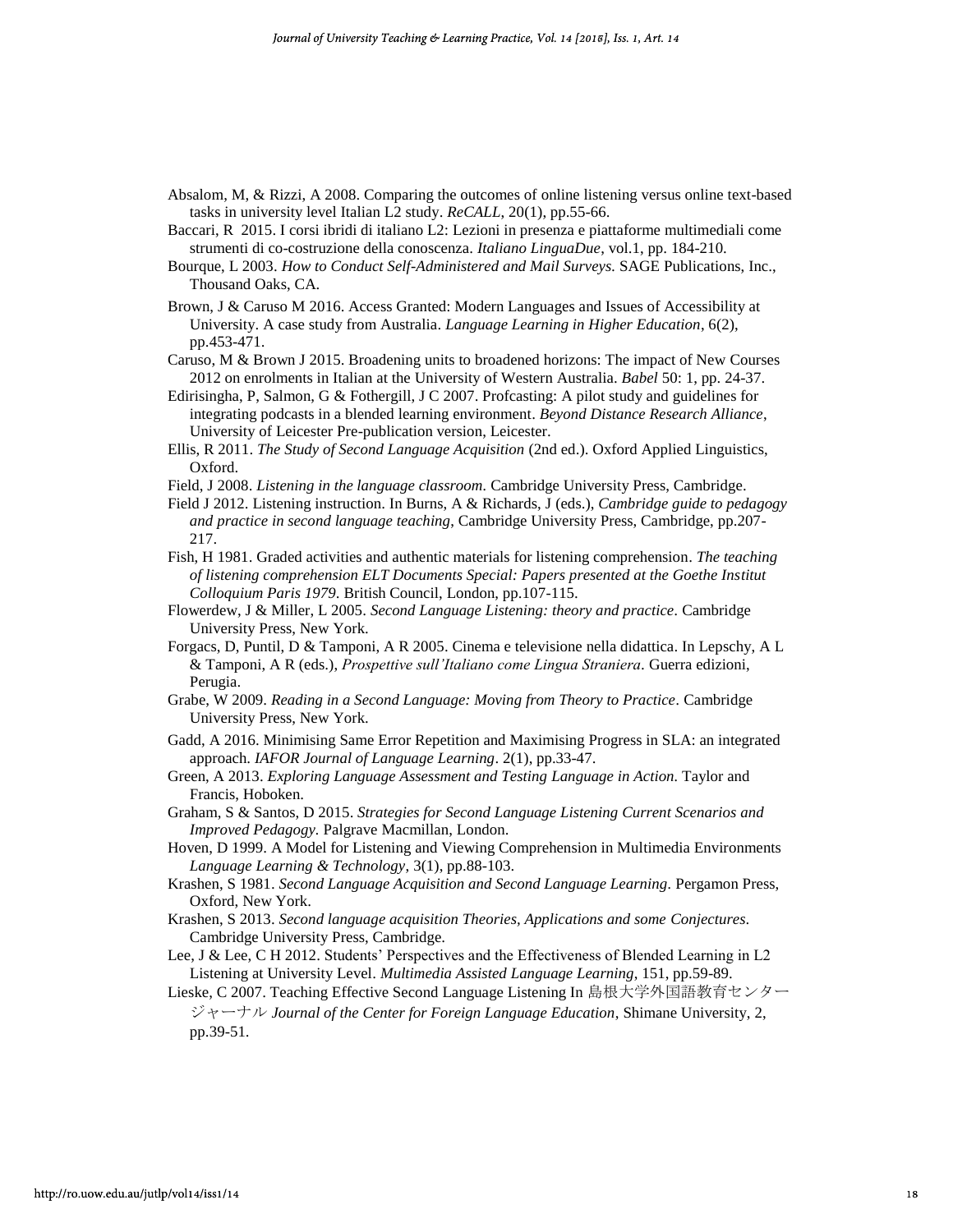Absalom, M, & Rizzi, A 2008. Comparing the outcomes of online listening versus online text-based tasks in university level Italian L2 study. *ReCALL*, 20(1), pp.55-66.

Baccari, R 2015. I corsi ibridi di italiano L2: Lezioni in presenza e piattaforme multimediali come strumenti di co-costruzione della conoscenza. *Italiano LinguaDue*, vol.1, pp. 184-210.

Bourque, L 2003. *How to Conduct Self-Administered and Mail Surveys.* SAGE Publications, Inc., Thousand Oaks, CA.

Brown, J & Caruso M 2016. Access Granted: Modern Languages and Issues of Accessibility at University. A case study from Australia. *Language Learning in Higher Education*, 6(2), pp.453-471.

Caruso, M & Brown J 2015. Broadening units to broadened horizons: The impact of New Courses 2012 on enrolments in Italian at the University of Western Australia. *Babel* 50: 1, pp. 24-37.

Edirisingha, P, Salmon, G & Fothergill, J C 2007. Profcasting: A pilot study and guidelines for integrating podcasts in a blended learning environment. *Beyond Distance Research Alliance*, University of Leicester Pre-publication version, Leicester.

Ellis, R 2011. *The Study of Second Language Acquisition* (2nd ed.). Oxford Applied Linguistics, Oxford.

Field, J 2008. *Listening in the language classroom*. Cambridge University Press, Cambridge.

Field J 2012. Listening instruction. In Burns, A & Richards, J (eds.), *Cambridge guide to pedagogy and practice in second language teaching*, Cambridge University Press, Cambridge, pp.207-217.

Fish, H 1981. Graded activities and authentic materials for listening comprehension. *The teaching of listening comprehension ELT Documents Special: Papers presented at the Goethe Institut Colloquium Paris 1979.* British Council, London, pp.107-115.

Flowerdew, J & Miller, L 2005. *Second Language Listening: theory and practice*. Cambridge University Press, New York.

Forgacs, D, Puntil, D & Tamponi, A R 2005. Cinema e televisione nella didattica. In Lepschy, A L & Tamponi, A R (eds.), *Prospettive sull'Italiano come Lingua Straniera*. Guerra edizioni, Perugia.

Grabe, W 2009. *Reading in a Second Language: Moving from Theory to Practice*. Cambridge University Press, New York.

Gadd, A 2016. Minimising Same Error Repetition and Maximising Progress in SLA: an integrated approach. *IAFOR Journal of Language Learning*. 2(1), pp.33-47.

Green, A 2013. *Exploring Language Assessment and Testing Language in Action.* Taylor and Francis, Hoboken.

Graham, S & Santos, D 2015. *Strategies for Second Language Listening Current Scenarios and Improved Pedagogy.* Palgrave Macmillan, London.

Hoven, D 1999. A Model for Listening and Viewing Comprehension in Multimedia Environments *Language Learning & Technology*, 3(1), pp.88-103.

Krashen, S 1981. *Second Language Acquisition and Second Language Learning*. Pergamon Press, Oxford, New York.

Krashen, S 2013. *Second language acquisition Theories, Applications and some Conjectures*. Cambridge University Press, Cambridge.

Lee, J & Lee, C H 2012. Students' Perspectives and the Effectiveness of Blended Learning in L2 Listening at University Level. *Multimedia Assisted Language Learning*, 151, pp.59-89.

Lieske, C 2007. Teaching Effective Second Language Listening In 島根大学外国語教育センタージャーナル *Journal of the Center for Foreign Language Education*, Shimane University, 2, pp.39-51.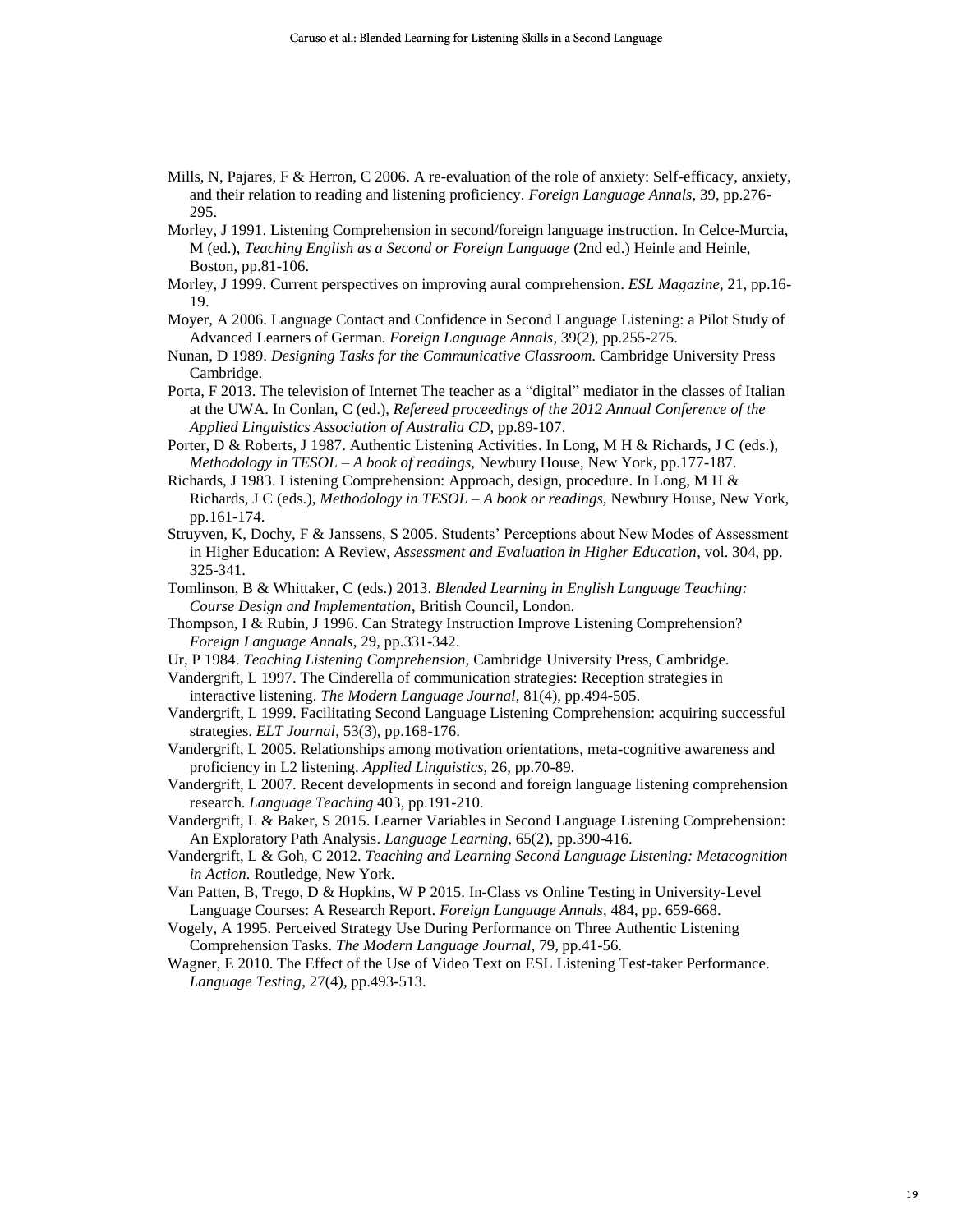Mills, N, Pajares, F & Herron, C 2006. A re-evaluation of the role of anxiety: Self-efficacy, anxiety, and their relation to reading and listening proficiency. *Foreign Language Annals*, 39, pp.276-295.

Morley, J 1991. Listening Comprehension in second/foreign language instruction. In Celce-Murcia, M (ed.), *Teaching English as a Second or Foreign Language* (2nd ed.) Heinle and Heinle, Boston, pp.81-106.

Morley, J 1999. Current perspectives on improving aural comprehension. *ESL Magazine*, 21, pp.16-19.

Moyer, A 2006. Language Contact and Confidence in Second Language Listening: a Pilot Study of Advanced Learners of German. *Foreign Language Annals*, 39(2), pp.255-275.

Nunan, D 1989. *Designing Tasks for the Communicative Classroom*. Cambridge University Press Cambridge.

Porta, F 2013. The television of Internet The teacher as a "digital" mediator in the classes of Italian at the UWA. In Conlan, C (ed.), *Refereed proceedings of the 2012 Annual Conference of the Applied Linguistics Association of Australia CD*, pp.89-107.

Porter, D & Roberts, J 1987. Authentic Listening Activities. In Long, M H & Richards, J C (eds.), *Methodology in TESOL – A book of readings*, Newbury House, New York, pp.177-187.

Richards, J 1983. Listening Comprehension: Approach, design, procedure. In Long, M H & Richards, J C (eds.), *Methodology in TESOL – A book or readings*, Newbury House, New York, pp.161-174.

Struyven, K, Dochy, F & Janssens, S 2005. Students' Perceptions about New Modes of Assessment in Higher Education: A Review, *Assessment and Evaluation in Higher Education*, vol. 304, pp. 325-341.

Tomlinson, B & Whittaker, C (eds.) 2013. *Blended Learning in English Language Teaching: Course Design and Implementation*, British Council, London.

Thompson, I & Rubin, J 1996. Can Strategy Instruction Improve Listening Comprehension? *Foreign Language Annals*, 29, pp.331-342.

Ur, P 1984. *Teaching Listening Comprehension*, Cambridge University Press, Cambridge.

Vandergrift, L 1997. The Cinderella of communication strategies: Reception strategies in interactive listening. *The Modern Language Journal*, 81(4), pp.494-505.

Vandergrift, L 1999. Facilitating Second Language Listening Comprehension: acquiring successful strategies. *ELT Journal*, 53(3), pp.168-176.

Vandergrift, L 2005. Relationships among motivation orientations, meta-cognitive awareness and proficiency in L2 listening. *Applied Linguistics*, 26, pp.70-89.

Vandergrift, L 2007. Recent developments in second and foreign language listening comprehension research. *Language Teaching* 403, pp.191-210.

Vandergrift, L & Baker, S 2015. Learner Variables in Second Language Listening Comprehension: An Exploratory Path Analysis. *Language Learning*, 65(2), pp.390-416.

Vandergrift, L & Goh, C 2012. *Teaching and Learning Second Language Listening: Metacognition in Action.* Routledge, New York.

Van Patten, B, Trego, D & Hopkins, W P 2015. In-Class vs Online Testing in University-Level Language Courses: A Research Report. *Foreign Language Annals*, 484, pp. 659-668.

Vogely, A 1995. Perceived Strategy Use During Performance on Three Authentic Listening Comprehension Tasks. *The Modern Language Journal*, 79, pp.41-56.

Wagner, E 2010. The Effect of the Use of Video Text on ESL Listening Test-taker Performance. *Language Testing*, 27(4), pp.493-513.